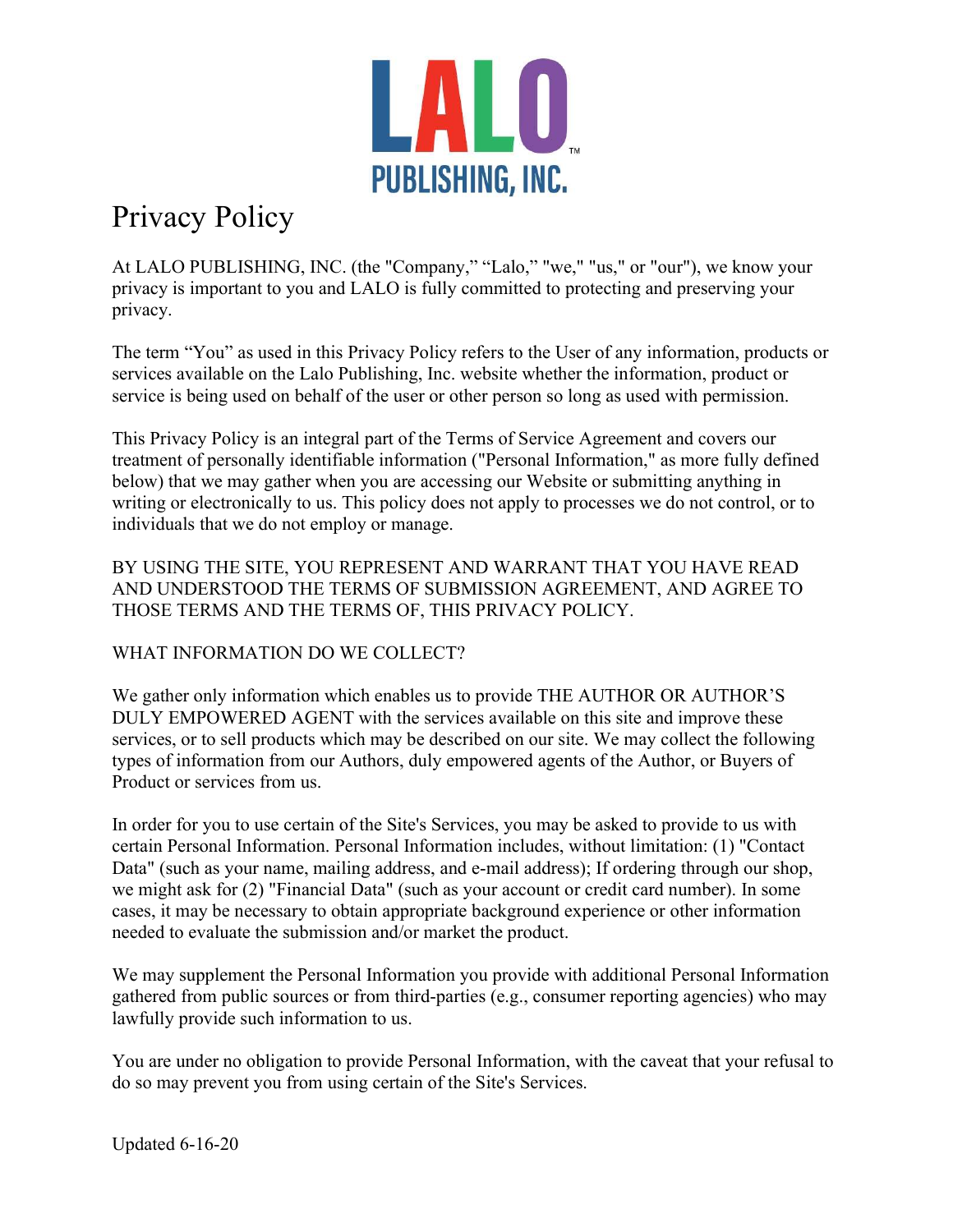LALO™

PUBLISHING, INC.

# Privacy Policy

At LALO PUBLISHING, INC. (the "Company," "Lalo," "we," "us," or "our"), we know your privacy is important to you and LALO is fully committed to protecting and preserving your privacy.

The term "You" as used in this Privacy Policy refers to the User of any information, products or services available on the Lalo Publishing, Inc. website whether the information, product or service is being used on behalf of the user or other person so long as used with permission.

This Privacy Policy is an integral part of the Terms of Service Agreement and covers our treatment of personally identifiable information ("Personal Information," as more fully defined below) that we may gather when you are accessing our Website or submitting anything in writing or electronically to us. This policy does not apply to processes we do not control, or to individuals that we do not employ or manage.

BY USING THE SITE, YOU REPRESENT AND WARRANT THAT YOU HAVE READ AND UNDERSTOOD THE TERMS OF SUBMISSION AGREEMENT, AND AGREE TO THOSE TERMS AND THE TERMS OF, THIS PRIVACY POLICY.

## WHAT INFORMATION DO WE COLLECT?

We gather only information which enables us to provide THE AUTHOR OR AUTHOR'S DULY EMPOWERED AGENT with the services available on this site and improve these services, or to sell products which may be described on our site. We may collect the following types of information from our Authors, duly empowered agents of the Author, or Buyers of Product or services from us.

In order for you to use certain of the Site's Services, you may be asked to provide to us with certain Personal Information. Personal Information includes, without limitation: (1) "Contact Data" (such as your name, mailing address, and e-mail address); If ordering through our shop, we might ask for (2) "Financial Data" (such as your account or credit card number). In some cases, it may be necessary to obtain appropriate background experience or other information needed to evaluate the submission and/or market the product.

We may supplement the Personal Information you provide with additional Personal Information gathered from public sources or from third-parties (e.g., consumer reporting agencies) who may lawfully provide such information to us.

You are under no obligation to provide Personal Information, with the caveat that your refusal to do so may prevent you from using certain of the Site's Services.

Updated 6-16-20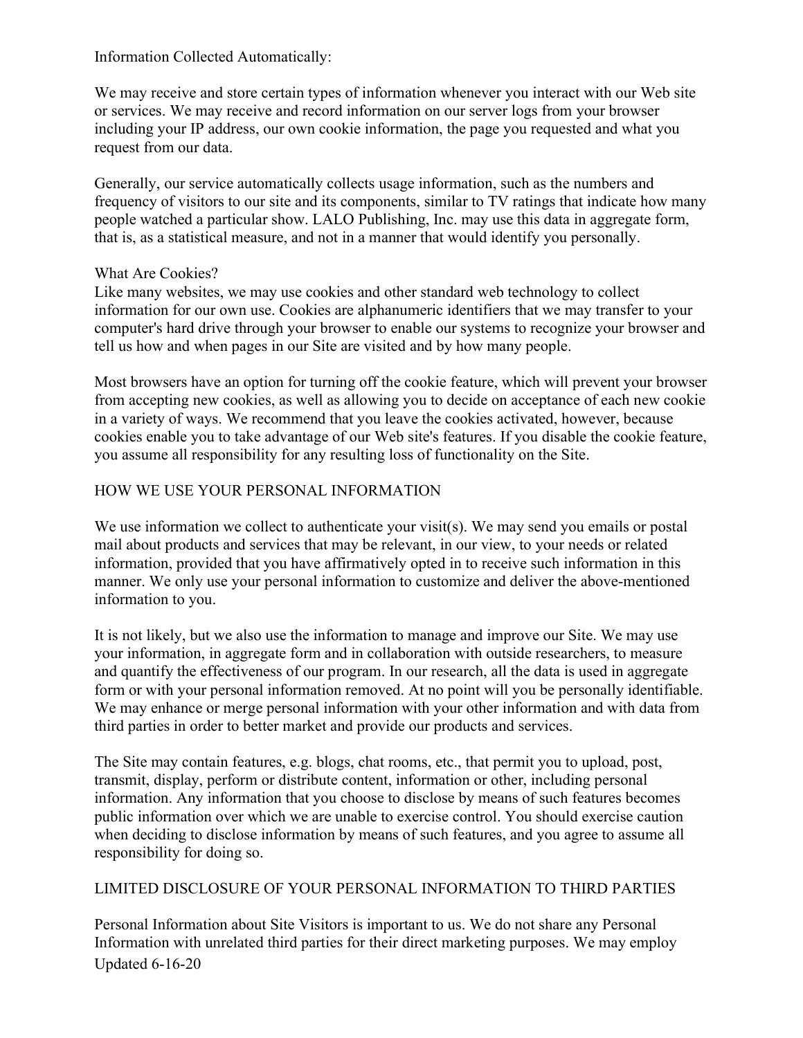Information Collected Automatically:

We may receive and store certain types of information whenever you interact with our Web site or services. We may receive and record information on our server logs from your browser including your IP address, our own cookie information, the page you requested and what you request from our data.

Generally, our service automatically collects usage information, such as the numbers and frequency of visitors to our site and its components, similar to TV ratings that indicate how many people watched a particular show. LALO Publishing, Inc. may use this data in aggregate form, that is, as a statistical measure, and not in a manner that would identify you personally.

What Are Cookies?
Like many websites, we may use cookies and other standard web technology to collect information for our own use. Cookies are alphanumeric identifiers that we may transfer to your computer's hard drive through your browser to enable our systems to recognize your browser and tell us how and when pages in our Site are visited and by how many people.

Most browsers have an option for turning off the cookie feature, which will prevent your browser from accepting new cookies, as well as allowing you to decide on acceptance of each new cookie in a variety of ways. We recommend that you leave the cookies activated, however, because cookies enable you to take advantage of our Web site's features. If you disable the cookie feature, you assume all responsibility for any resulting loss of functionality on the Site.

## HOW WE USE YOUR PERSONAL INFORMATION

We use information we collect to authenticate your visit(s). We may send you emails or postal mail about products and services that may be relevant, in our view, to your needs or related information, provided that you have affirmatively opted in to receive such information in this manner. We only use your personal information to customize and deliver the above-mentioned information to you.

It is not likely, but we also use the information to manage and improve our Site. We may use your information, in aggregate form and in collaboration with outside researchers, to measure and quantify the effectiveness of our program. In our research, all the data is used in aggregate form or with your personal information removed. At no point will you be personally identifiable. We may enhance or merge personal information with your other information and with data from third parties in order to better market and provide our products and services.

The Site may contain features, e.g. blogs, chat rooms, etc., that permit you to upload, post, transmit, display, perform or distribute content, information or other, including personal information. Any information that you choose to disclose by means of such features becomes public information over which we are unable to exercise control. You should exercise caution when deciding to disclose information by means of such features, and you agree to assume all responsibility for doing so.

## LIMITED DISCLOSURE OF YOUR PERSONAL INFORMATION TO THIRD PARTIES

Personal Information about Site Visitors is important to us. We do not share any Personal Information with unrelated third parties for their direct marketing purposes. We may employ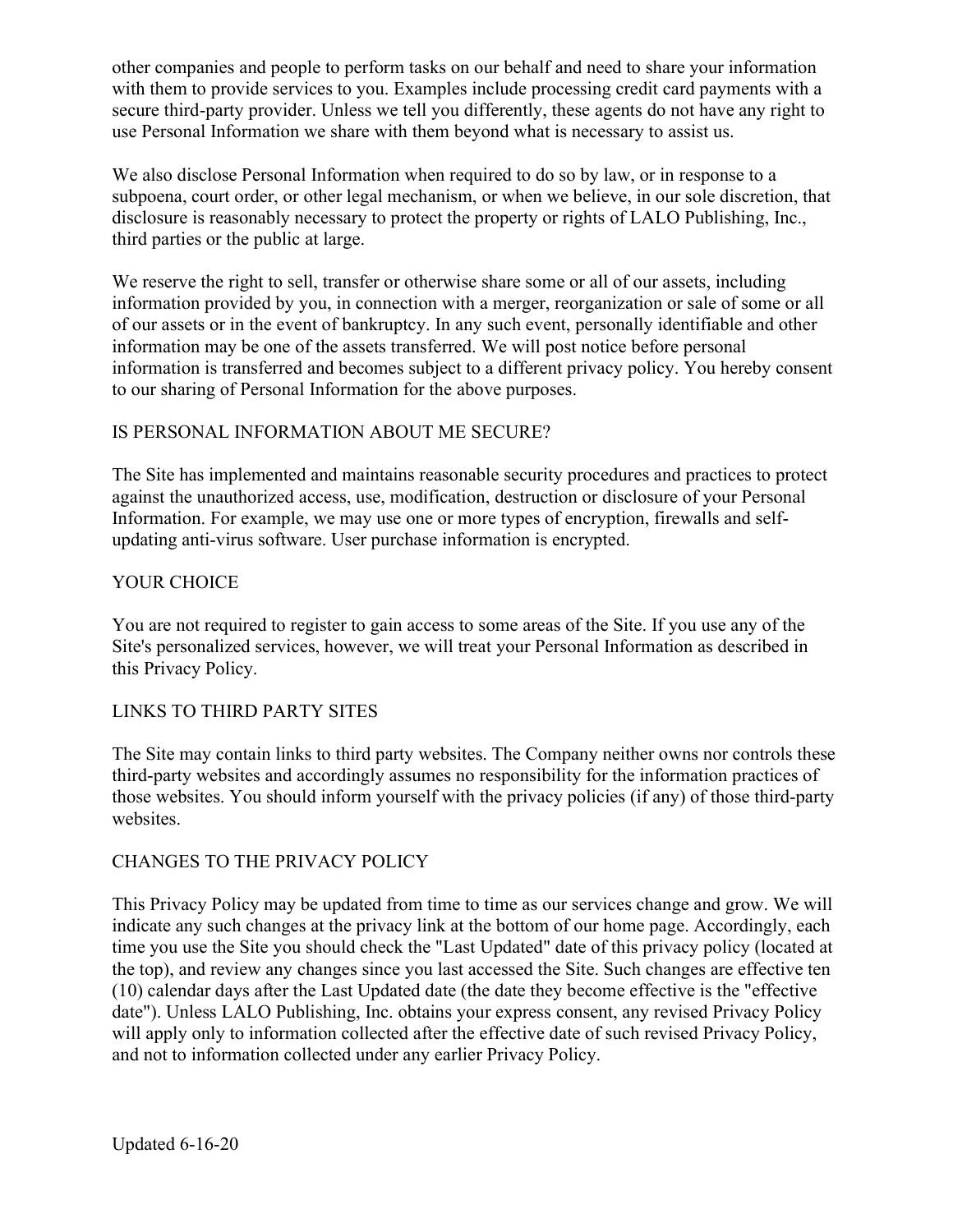other companies and people to perform tasks on our behalf and need to share your information with them to provide services to you. Examples include processing credit card payments with a secure third-party provider. Unless we tell you differently, these agents do not have any right to use Personal Information we share with them beyond what is necessary to assist us.

We also disclose Personal Information when required to do so by law, or in response to a subpoena, court order, or other legal mechanism, or when we believe, in our sole discretion, that disclosure is reasonably necessary to protect the property or rights of LALO Publishing, Inc., third parties or the public at large.

We reserve the right to sell, transfer or otherwise share some or all of our assets, including information provided by you, in connection with a merger, reorganization or sale of some or all of our assets or in the event of bankruptcy. In any such event, personally identifiable and other information may be one of the assets transferred. We will post notice before personal information is transferred and becomes subject to a different privacy policy. You hereby consent to our sharing of Personal Information for the above purposes.

## IS PERSONAL INFORMATION ABOUT ME SECURE?

The Site has implemented and maintains reasonable security procedures and practices to protect against the unauthorized access, use, modification, destruction or disclosure of your Personal Information. For example, we may use one or more types of encryption, firewalls and self-updating anti-virus software. User purchase information is encrypted.

## YOUR CHOICE

You are not required to register to gain access to some areas of the Site. If you use any of the Site's personalized services, however, we will treat your Personal Information as described in this Privacy Policy.

## LINKS TO THIRD PARTY SITES

The Site may contain links to third party websites. The Company neither owns nor controls these third-party websites and accordingly assumes no responsibility for the information practices of those websites. You should inform yourself with the privacy policies (if any) of those third-party websites.

## CHANGES TO THE PRIVACY POLICY

This Privacy Policy may be updated from time to time as our services change and grow. We will indicate any such changes at the privacy link at the bottom of our home page. Accordingly, each time you use the Site you should check the "Last Updated" date of this privacy policy (located at the top), and review any changes since you last accessed the Site. Such changes are effective ten (10) calendar days after the Last Updated date (the date they become effective is the "effective date"). Unless LALO Publishing, Inc. obtains your express consent, any revised Privacy Policy will apply only to information collected after the effective date of such revised Privacy Policy, and not to information collected under any earlier Privacy Policy.

Updated 6-16-20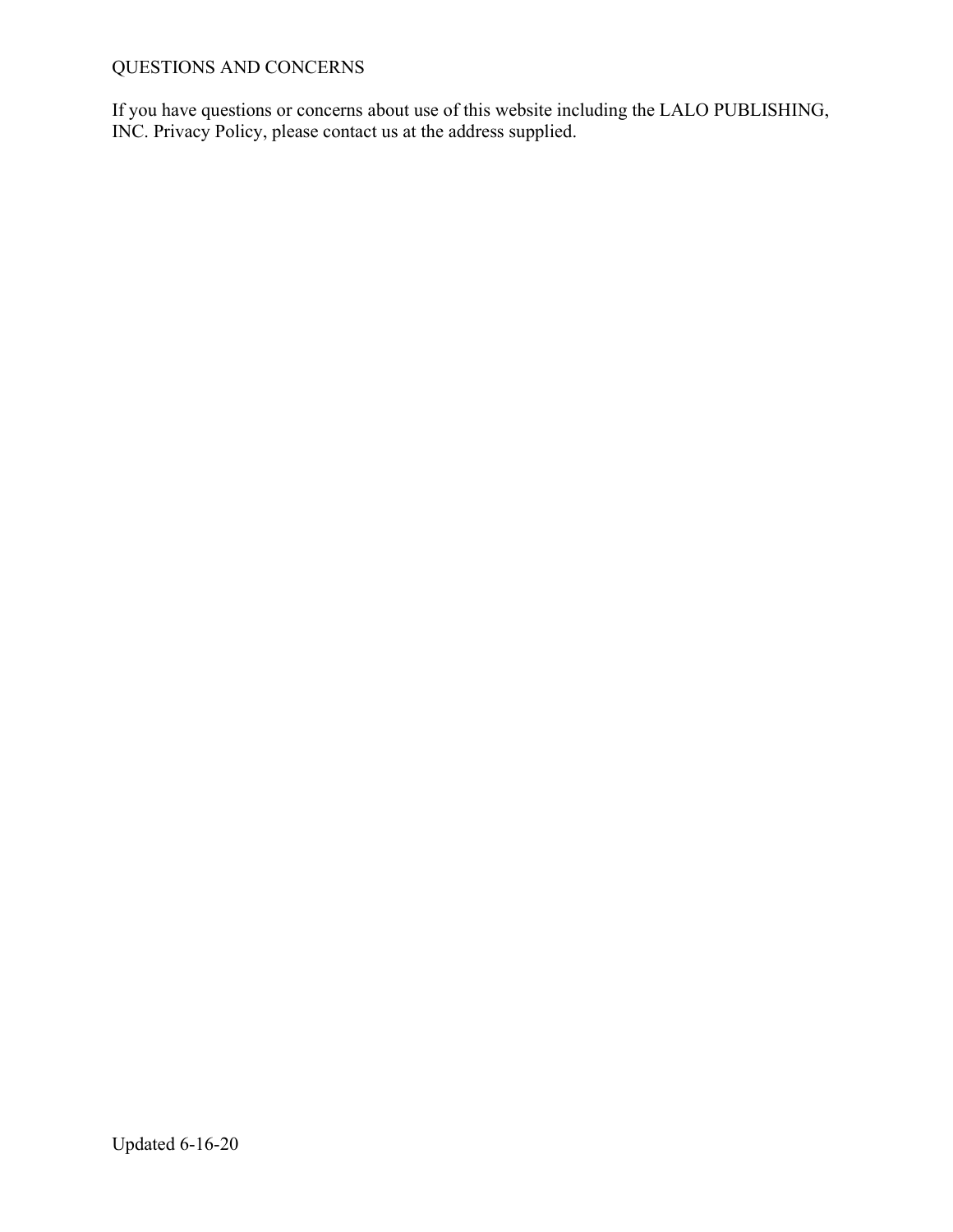## QUESTIONS AND CONCERNS

If you have questions or concerns about use of this website including the LALO PUBLISHING, INC. Privacy Policy, please contact us at the address supplied.

Updated 6-16-20